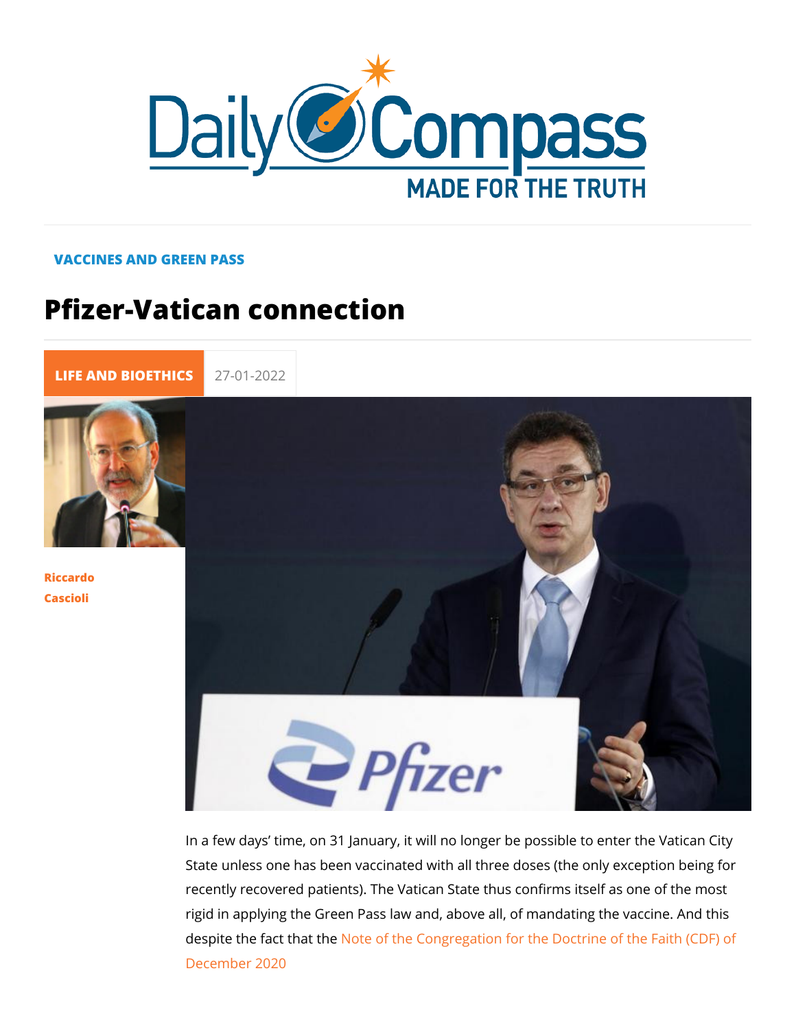VACCINES AND GREEN PASS

# Pfizer-Vatican connection

LIFE AND BIOETHICS 27-01-2022

Riccardo Cascioli

In a few days' time, on 31 January, it will no longer be possible to enter the Vatican City State unless one has been vaccinated with all three doses (the only exception being for recently recovered patients). The Vatican State thus confirms itself as one of the most rigid in applying the Green Pass law and, above all, of mandating the vaccine. And this despite the fact that the Note of the Congregation for the Doctrine of the Faith (CDF) of December 2020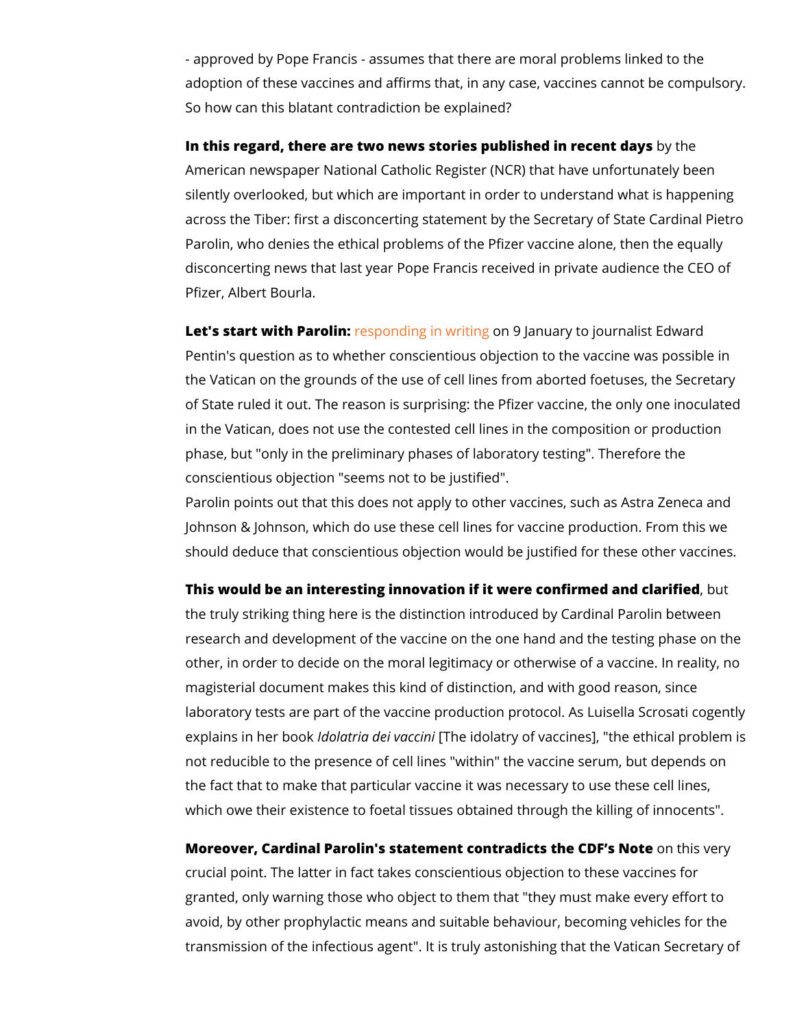- approved by Pope Francis - assumes that there are moral problems linked to the adoption of these vaccines and affirms that, in any case, vaccines cannot be compulsory. So how can this blatant contradiction be explained?

**In this regard, there are two news stories published in recent days** by the American newspaper National Catholic Register (NCR) that have unfortunately been silently overlooked, but which are important in order to understand what is happening across the Tiber: first a disconcerting statement by the Secretary of State Cardinal Pietro Parolin, who denies the ethical problems of the Pfizer vaccine alone, then the equally disconcerting news that last year Pope Francis received in private audience the CEO of Pfizer, Albert Bourla.

**Let's start with Parolin:** responding in writing on 9 January to journalist Edward Pentin's question as to whether conscientious objection to the vaccine was possible in the Vatican on the grounds of the use of cell lines from aborted foetuses, the Secretary of State ruled it out. The reason is surprising: the Pfizer vaccine, the only one inoculated in the Vatican, does not use the contested cell lines in the composition or production phase, but "only in the preliminary phases of laboratory testing". Therefore the conscientious objection "seems not to be justified".
Parolin points out that this does not apply to other vaccines, such as Astra Zeneca and Johnson & Johnson, which do use these cell lines for vaccine production. From this we should deduce that conscientious objection would be justified for these other vaccines.

**This would be an interesting innovation if it were confirmed and clarified**, but the truly striking thing here is the distinction introduced by Cardinal Parolin between research and development of the vaccine on the one hand and the testing phase on the other, in order to decide on the moral legitimacy or otherwise of a vaccine. In reality, no magisterial document makes this kind of distinction, and with good reason, since laboratory tests are part of the vaccine production protocol. As Luisella Scrosati cogently explains in her book *Idolatria dei vaccini* [The idolatry of vaccines], "the ethical problem is not reducible to the presence of cell lines "within" the vaccine serum, but depends on the fact that to make that particular vaccine it was necessary to use these cell lines, which owe their existence to foetal tissues obtained through the killing of innocents".

**Moreover, Cardinal Parolin's statement contradicts the CDF's Note** on this very crucial point. The latter in fact takes conscientious objection to these vaccines for granted, only warning those who object to them that "they must make every effort to avoid, by other prophylactic means and suitable behaviour, becoming vehicles for the transmission of the infectious agent". It is truly astonishing that the Vatican Secretary of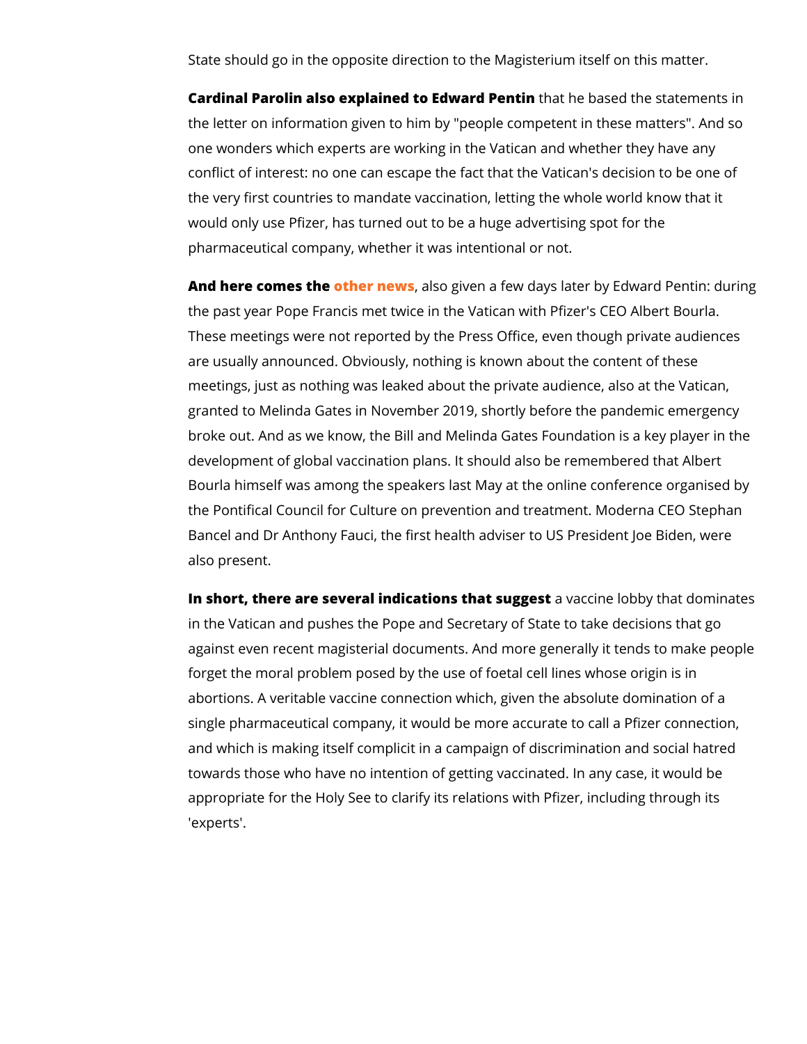State should go in the opposite direction to the Magisterium itself on this matter.

**Cardinal Parolin also explained to Edward Pentin** that he based the statements in the letter on information given to him by "people competent in these matters". And so one wonders which experts are working in the Vatican and whether they have any conflict of interest: no one can escape the fact that the Vatican's decision to be one of the very first countries to mandate vaccination, letting the whole world know that it would only use Pfizer, has turned out to be a huge advertising spot for the pharmaceutical company, whether it was intentional or not.

**And here comes the other news**, also given a few days later by Edward Pentin: during the past year Pope Francis met twice in the Vatican with Pfizer's CEO Albert Bourla. These meetings were not reported by the Press Office, even though private audiences are usually announced. Obviously, nothing is known about the content of these meetings, just as nothing was leaked about the private audience, also at the Vatican, granted to Melinda Gates in November 2019, shortly before the pandemic emergency broke out. And as we know, the Bill and Melinda Gates Foundation is a key player in the development of global vaccination plans. It should also be remembered that Albert Bourla himself was among the speakers last May at the online conference organised by the Pontifical Council for Culture on prevention and treatment. Moderna CEO Stephan Bancel and Dr Anthony Fauci, the first health adviser to US President Joe Biden, were also present.

**In short, there are several indications that suggest** a vaccine lobby that dominates in the Vatican and pushes the Pope and Secretary of State to take decisions that go against even recent magisterial documents. And more generally it tends to make people forget the moral problem posed by the use of foetal cell lines whose origin is in abortions. A veritable vaccine connection which, given the absolute domination of a single pharmaceutical company, it would be more accurate to call a Pfizer connection, and which is making itself complicit in a campaign of discrimination and social hatred towards those who have no intention of getting vaccinated. In any case, it would be appropriate for the Holy See to clarify its relations with Pfizer, including through its 'experts'.